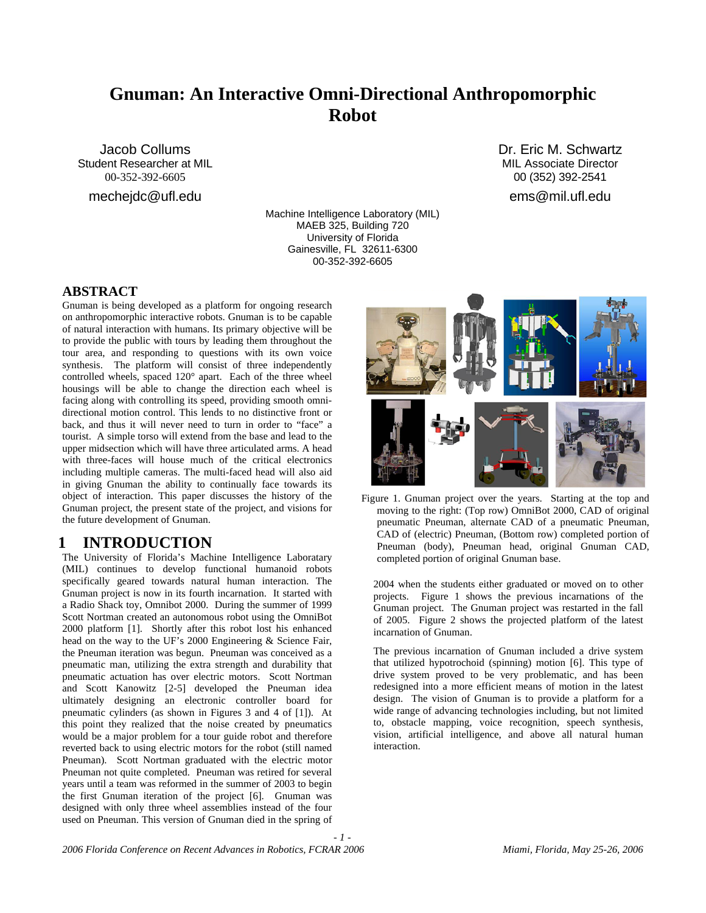# Gnuman: An Interactive Omni-Directional Anthropomorphic Robot

Jacob Collums
Student Researcher at MIL
00-352-392-6605
mechejdc@ufl.edu

Dr. Eric M. Schwartz
MIL Associate Director
00 (352) 392-2541
ems@mil.ufl.edu

Machine Intelligence Laboratory (MIL)
MAEB 325, Building 720
University of Florida
Gainesville, FL 32611-6300
00-352-392-6605

## ABSTRACT

Gnuman is being developed as a platform for ongoing research on anthropomorphic interactive robots. Gnuman is to be capable of natural interaction with humans. Its primary objective will be to provide the public with tours by leading them throughout the tour area, and responding to questions with its own voice synthesis. The platform will consist of three independently controlled wheels, spaced 120° apart. Each of the three wheel housings will be able to change the direction each wheel is facing along with controlling its speed, providing smooth omni-directional motion control. This lends to no distinctive front or back, and thus it will never need to turn in order to "face" a tourist. A simple torso will extend from the base and lead to the upper midsection which will have three articulated arms. A head with three-faces will house much of the critical electronics including multiple cameras. The multi-faced head will also aid in giving Gnuman the ability to continually face towards its object of interaction. This paper discusses the history of the Gnuman project, the present state of the project, and visions for the future development of Gnuman.

## 1 INTRODUCTION

The University of Florida's Machine Intelligence Laboratary (MIL) continues to develop functional humanoid robots specifically geared towards natural human interaction. The Gnuman project is now in its fourth incarnation. It started with a Radio Shack toy, Omnibot 2000. During the summer of 1999 Scott Nortman created an autonomous robot using the OmniBot 2000 platform [1]. Shortly after this robot lost his enhanced head on the way to the UF's 2000 Engineering & Science Fair, the Pneuman iteration was begun. Pneuman was conceived as a pneumatic man, utilizing the extra strength and durability that pneumatic actuation has over electric motors. Scott Nortman and Scott Kanowitz [2-5] developed the Pneuman idea ultimately designing an electronic controller board for pneumatic cylinders (as shown in Figures 3 and 4 of [1]). At this point they realized that the noise created by pneumatics would be a major problem for a tour guide robot and therefore reverted back to using electric motors for the robot (still named Pneuman). Scott Nortman graduated with the electric motor Pneuman not quite completed. Pneuman was retired for several years until a team was reformed in the summer of 2003 to begin the first Gnuman iteration of the project [6]. Gnuman was designed with only three wheel assemblies instead of the four used on Pneuman. This version of Gnuman died in the spring of 2004 when the students either graduated or moved on to other projects. Figure 1 shows the previous incarnations of the Gnuman project. The Gnuman project was restarted in the fall of 2005. Figure 2 shows the projected platform of the latest incarnation of Gnuman.

Figure 1. Gnuman project over the years. Starting at the top and moving to the right: (Top row) OmniBot 2000, CAD of original pneumatic Pneuman, alternate CAD of a pneumatic Pneuman, CAD of (electric) Pneuman, (Bottom row) completed portion of Pneuman (body), Pneuman head, original Gnuman CAD, completed portion of original Gnuman base.

The previous incarnation of Gnuman included a drive system that utilized hypotrochoid (spinning) motion [6]. This type of drive system proved to be very problematic, and has been redesigned into a more efficient means of motion in the latest design. The vision of Gnuman is to provide a platform for a wide range of advancing technologies including, but not limited to, obstacle mapping, voice recognition, speech synthesis, vision, artificial intelligence, and above all natural human interaction.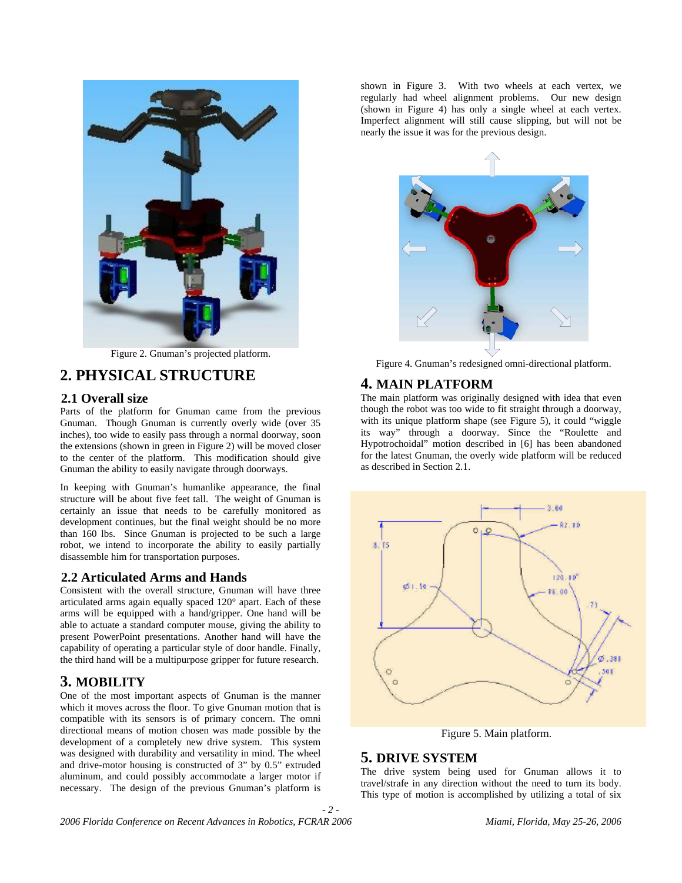Figure 2. Gnuman's projected platform.

## 2. PHYSICAL STRUCTURE

### 2.1 Overall size

Parts of the platform for Gnuman came from the previous Gnuman. Though Gnuman is currently overly wide (over 35 inches), too wide to easily pass through a normal doorway, soon the extensions (shown in green in Figure 2) will be moved closer to the center of the platform. This modification should give Gnuman the ability to easily navigate through doorways.

In keeping with Gnuman's humanlike appearance, the final structure will be about five feet tall. The weight of Gnuman is certainly an issue that needs to be carefully monitored as development continues, but the final weight should be no more than 160 lbs. Since Gnuman is projected to be such a large robot, we intend to incorporate the ability to easily partially disassemble him for transportation purposes.

### 2.2 Articulated Arms and Hands

Consistent with the overall structure, Gnuman will have three articulated arms again equally spaced 120° apart. Each of these arms will be equipped with a hand/gripper. One hand will be able to actuate a standard computer mouse, giving the ability to present PowerPoint presentations. Another hand will have the capability of operating a particular style of door handle. Finally, the third hand will be a multipurpose gripper for future research.

## 3. MOBILITY

One of the most important aspects of Gnuman is the manner which it moves across the floor. To give Gnuman motion that is compatible with its sensors is of primary concern. The omni directional means of motion chosen was made possible by the development of a completely new drive system. This system was designed with durability and versatility in mind. The wheel and drive-motor housing is constructed of 3" by 0.5" extruded aluminum, and could possibly accommodate a larger motor if necessary. The design of the previous Gnuman's platform is shown in Figure 3. With two wheels at each vertex, we regularly had wheel alignment problems. Our new design (shown in Figure 4) has only a single wheel at each vertex. Imperfect alignment will still cause slipping, but will not be nearly the issue it was for the previous design.

Figure 4. Gnuman's redesigned omni-directional platform.

## 4. MAIN PLATFORM

The main platform was originally designed with idea that even though the robot was too wide to fit straight through a doorway, with its unique platform shape (see Figure 5), it could "wiggle its way" through a doorway. Since the "Roulette and Hypotrochoidal" motion described in [6] has been abandoned for the latest Gnuman, the overly wide platform will be reduced as described in Section 2.1.

Figure 5. Main platform.

## 5. DRIVE SYSTEM

The drive system being used for Gnuman allows it to travel/strafe in any direction without the need to turn its body. This type of motion is accomplished by utilizing a total of six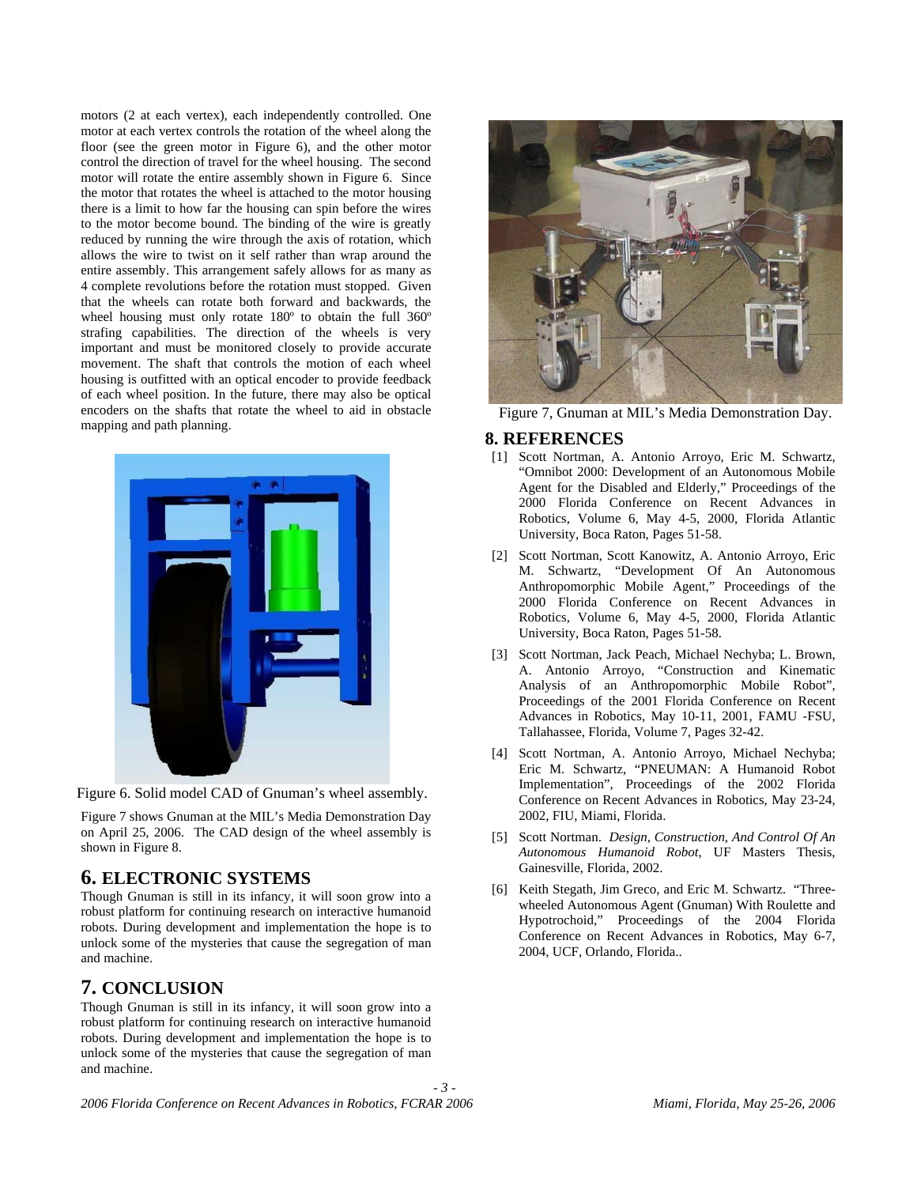motors (2 at each vertex), each independently controlled. One motor at each vertex controls the rotation of the wheel along the floor (see the green motor in Figure 6), and the other motor control the direction of travel for the wheel housing. The second motor will rotate the entire assembly shown in Figure 6. Since the motor that rotates the wheel is attached to the motor housing there is a limit to how far the housing can spin before the wires to the motor become bound. The binding of the wire is greatly reduced by running the wire through the axis of rotation, which allows the wire to twist on it self rather than wrap around the entire assembly. This arrangement safely allows for as many as 4 complete revolutions before the rotation must stopped. Given that the wheels can rotate both forward and backwards, the wheel housing must only rotate 180º to obtain the full 360º strafing capabilities. The direction of the wheels is very important and must be monitored closely to provide accurate movement. The shaft that controls the motion of each wheel housing is outfitted with an optical encoder to provide feedback of each wheel position. In the future, there may also be optical encoders on the shafts that rotate the wheel to aid in obstacle mapping and path planning.

Figure 6. Solid model CAD of Gnuman's wheel assembly.

Figure 7 shows Gnuman at the MIL's Media Demonstration Day on April 25, 2006. The CAD design of the wheel assembly is shown in Figure 8.

## 6. ELECTRONIC SYSTEMS

Though Gnuman is still in its infancy, it will soon grow into a robust platform for continuing research on interactive humanoid robots. During development and implementation the hope is to unlock some of the mysteries that cause the segregation of man and machine.

## 7. CONCLUSION

Though Gnuman is still in its infancy, it will soon grow into a robust platform for continuing research on interactive humanoid robots. During development and implementation the hope is to unlock some of the mysteries that cause the segregation of man and machine.

Figure 7, Gnuman at MIL's Media Demonstration Day.

## 8. REFERENCES

[1] Scott Nortman, A. Antonio Arroyo, Eric M. Schwartz, "Omnibot 2000: Development of an Autonomous Mobile Agent for the Disabled and Elderly," Proceedings of the 2000 Florida Conference on Recent Advances in Robotics, Volume 6, May 4-5, 2000, Florida Atlantic University, Boca Raton, Pages 51-58.

[2] Scott Nortman, Scott Kanowitz, A. Antonio Arroyo, Eric M. Schwartz, "Development Of An Autonomous Anthropomorphic Mobile Agent," Proceedings of the 2000 Florida Conference on Recent Advances in Robotics, Volume 6, May 4-5, 2000, Florida Atlantic University, Boca Raton, Pages 51-58.

[3] Scott Nortman, Jack Peach, Michael Nechyba; L. Brown, A. Antonio Arroyo, "Construction and Kinematic Analysis of an Anthropomorphic Mobile Robot", Proceedings of the 2001 Florida Conference on Recent Advances in Robotics, May 10-11, 2001, FAMU -FSU, Tallahassee, Florida, Volume 7, Pages 32-42.

[4] Scott Nortman, A. Antonio Arroyo, Michael Nechyba; Eric M. Schwartz, "PNEUMAN: A Humanoid Robot Implementation", Proceedings of the 2002 Florida Conference on Recent Advances in Robotics, May 23-24, 2002, FIU, Miami, Florida.

[5] Scott Nortman. *Design, Construction, And Control Of An Autonomous Humanoid Robot*, UF Masters Thesis, Gainesville, Florida, 2002.

[6] Keith Stegath, Jim Greco, and Eric M. Schwartz. "Three-wheeled Autonomous Agent (Gnuman) With Roulette and Hypotrochoid," Proceedings of the 2004 Florida Conference on Recent Advances in Robotics, May 6-7, 2004, UCF, Orlando, Florida..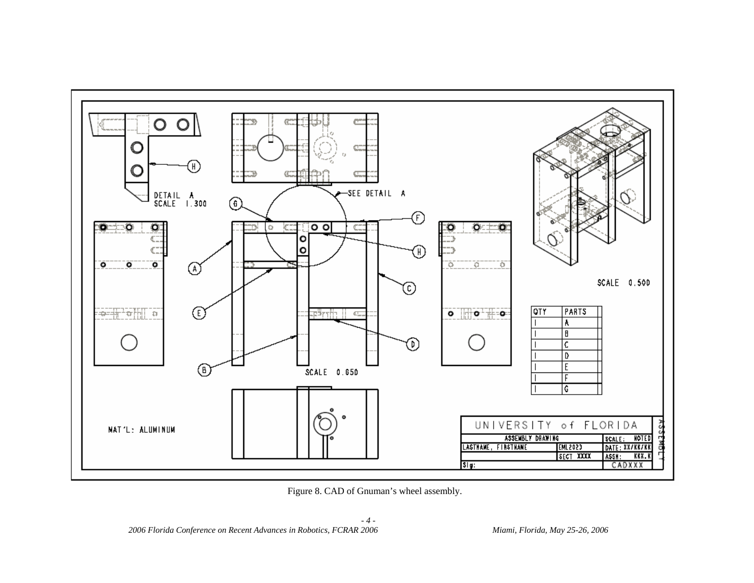Figure 8. CAD of Gnuman's wheel assembly.